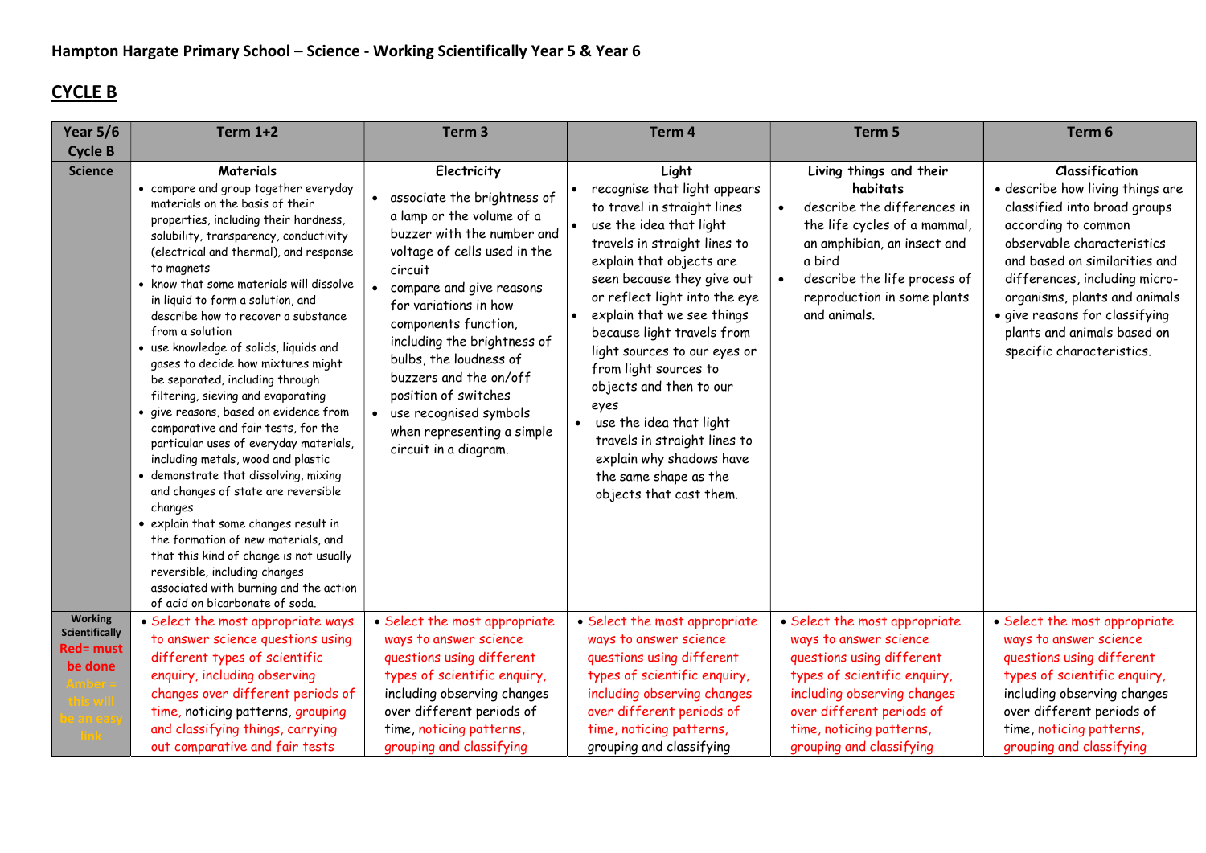**Hampton Hargate Primary School – Science - Working Scientifically Year 5 & Year 6**

## CYCLE B

| Year 5/6 Cycle B | Term 1+2 | Term 3 | Term 4 | Term 5 | Term 6 |
|---|---|---|---|---|---|
| **Science** | **Materials**<br>• compare and group together everyday materials on the basis of their properties, including their hardness, solubility, transparency, conductivity (electrical and thermal), and response to magnets<br>• know that some materials will dissolve in liquid to form a solution, and describe how to recover a substance from a solution<br>• use knowledge of solids, liquids and gases to decide how mixtures might be separated, including through filtering, sieving and evaporating<br>• give reasons, based on evidence from comparative and fair tests, for the particular uses of everyday materials, including metals, wood and plastic<br>• demonstrate that dissolving, mixing and changes of state are reversible changes<br>• explain that some changes result in the formation of new materials, and that this kind of change is not usually reversible, including changes associated with burning and the action of acid on bicarbonate of soda. | **Electricity**<br>• associate the brightness of a lamp or the volume of a buzzer with the number and voltage of cells used in the circuit<br>• compare and give reasons for variations in how components function, including the brightness of bulbs, the loudness of buzzers and the on/off position of switches<br>• use recognised symbols when representing a simple circuit in a diagram. | **Light**<br>• recognise that light appears to travel in straight lines<br>• use the idea that light travels in straight lines to explain that objects are seen because they give out or reflect light into the eye<br>• explain that we see things because light travels from light sources to our eyes or from light sources to objects and then to our eyes<br>• use the idea that light travels in straight lines to explain why shadows have the same shape as the objects that cast them. | **Living things and their habitats**<br>• describe the differences in the life cycles of a mammal, an amphibian, an insect and a bird<br>• describe the life process of reproduction in some plants and animals. | **Classification**<br>• describe how living things are classified into broad groups according to common observable characteristics and based on similarities and differences, including micro-organisms, plants and animals<br>• give reasons for classifying plants and animals based on specific characteristics. |
| **Working Scientifically**<br>Red= must be done<br>Amber = this will be an easy link | • Select the most appropriate ways to answer science questions using different types of scientific enquiry, including observing changes over different periods of time, noticing patterns, grouping and classifying things, carrying out comparative and fair tests | • Select the most appropriate ways to answer science questions using different types of scientific enquiry, including observing changes over different periods of time, noticing patterns, grouping and classifying | • Select the most appropriate ways to answer science questions using different types of scientific enquiry, including observing changes over different periods of time, noticing patterns, grouping and classifying | • Select the most appropriate ways to answer science questions using different types of scientific enquiry, including observing changes over different periods of time, noticing patterns, grouping and classifying | • Select the most appropriate ways to answer science questions using different types of scientific enquiry, including observing changes over different periods of time, noticing patterns, grouping and classifying |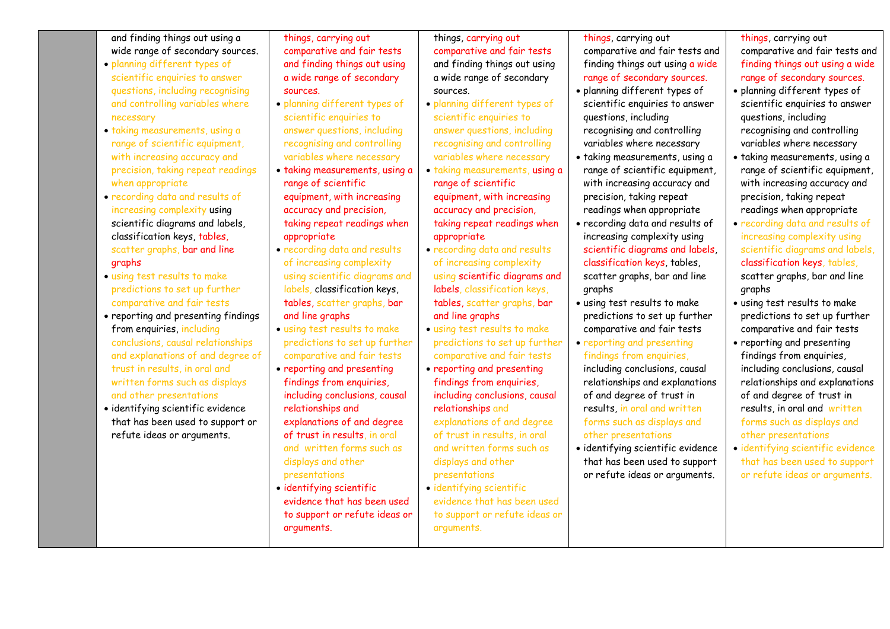|  |  |  |  |  |  |
|---|---|---|---|---|---|
|  | and finding things out using a wide range of secondary sources.<br>• planning different types of scientific enquiries to answer questions, including recognising and controlling variables where necessary<br>• taking measurements, using a range of scientific equipment, with increasing accuracy and precision, taking repeat readings when appropriate<br>• recording data and results of increasing complexity using scientific diagrams and labels, classification keys, tables, scatter graphs, bar and line graphs<br>• using test results to make predictions to set up further comparative and fair tests<br>• reporting and presenting findings from enquiries, including conclusions, causal relationships and explanations of and degree of trust in results, in oral and written forms such as displays and other presentations<br>• identifying scientific evidence that has been used to support or refute ideas or arguments. | things, carrying out comparative and fair tests and finding things out using a wide range of secondary sources.<br>• planning different types of scientific enquiries to answer questions, including recognising and controlling variables where necessary<br>• taking measurements, using a range of scientific equipment, with increasing accuracy and precision, taking repeat readings when appropriate<br>• recording data and results of increasing complexity using scientific diagrams and labels, classification keys, tables, scatter graphs, bar and line graphs<br>• using test results to make predictions to set up further comparative and fair tests<br>• reporting and presenting findings from enquiries, including conclusions, causal relationships and explanations of and degree of trust in results, in oral and written forms such as displays and other presentations<br>• identifying scientific evidence that has been used to support or refute ideas or arguments. | things, carrying out comparative and fair tests and finding things out using a wide range of secondary sources.<br>• planning different types of scientific enquiries to answer questions, including recognising and controlling variables where necessary<br>• taking measurements, using a range of scientific equipment, with increasing accuracy and precision, taking repeat readings when appropriate<br>• recording data and results of increasing complexity using scientific diagrams and labels, classification keys, tables, scatter graphs, bar and line graphs<br>• using test results to make predictions to set up further comparative and fair tests<br>• reporting and presenting findings from enquiries, including conclusions, causal relationships and explanations of and degree of trust in results, in oral and written forms such as displays and other presentations<br>• identifying scientific evidence that has been used to support or refute ideas or arguments. | things, carrying out comparative and fair tests and finding things out using a wide range of secondary sources.<br>• planning different types of scientific enquiries to answer questions, including recognising and controlling variables where necessary<br>• taking measurements, using a range of scientific equipment, with increasing accuracy and precision, taking repeat readings when appropriate<br>• recording data and results of increasing complexity using scientific diagrams and labels, classification keys, tables, scatter graphs, bar and line graphs<br>• using test results to make predictions to set up further comparative and fair tests<br>• reporting and presenting findings from enquiries, including conclusions, causal relationships and explanations of and degree of trust in results, in oral and written forms such as displays and other presentations<br>• identifying scientific evidence that has been used to support or refute ideas or arguments. | things, carrying out comparative and fair tests and finding things out using a wide range of secondary sources.<br>• planning different types of scientific enquiries to answer questions, including recognising and controlling variables where necessary<br>• taking measurements, using a range of scientific equipment, with increasing accuracy and precision, taking repeat readings when appropriate<br>• recording data and results of increasing complexity using scientific diagrams and labels, classification keys, tables, scatter graphs, bar and line graphs<br>• using test results to make predictions to set up further comparative and fair tests<br>• reporting and presenting findings from enquiries, including conclusions, causal relationships and explanations of and degree of trust in results, in oral and written forms such as displays and other presentations<br>• identifying scientific evidence that has been used to support or refute ideas or arguments. |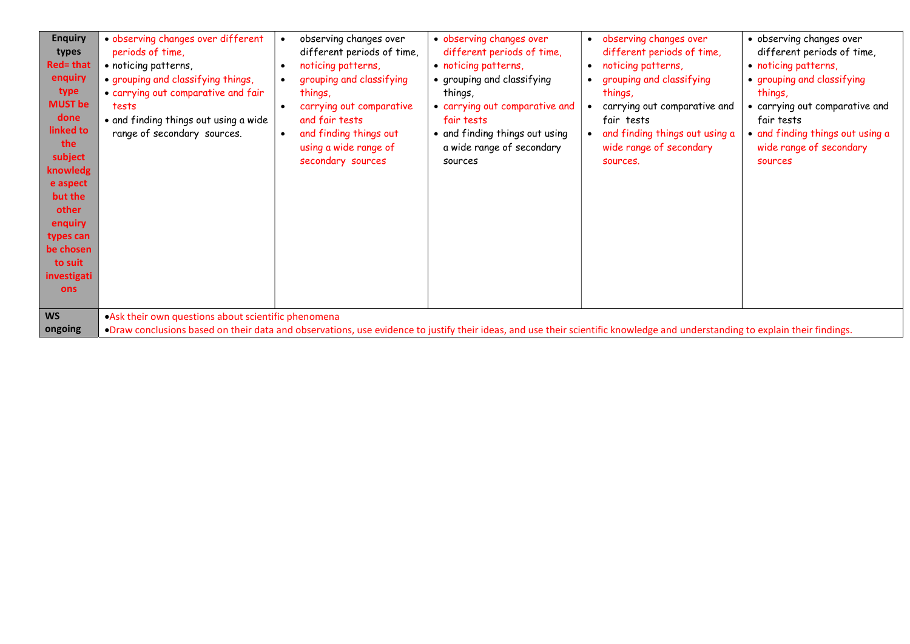| | | | | | |
|---|---|---|---|---|---|
| **Enquiry types** **Red= that enquiry type MUST be done linked to the subject knowledge aspect but the other enquiry types can be chosen to suit investigations** | • observing changes over different periods of time,<br>• noticing patterns,<br>• grouping and classifying things,<br>• carrying out comparative and fair tests<br>• and finding things out using a wide range of secondary sources. | • observing changes over different periods of time,<br>• noticing patterns,<br>• grouping and classifying things,<br>• carrying out comparative and fair tests<br>• and finding things out using a wide range of secondary sources | • observing changes over different periods of time,<br>• noticing patterns,<br>• grouping and classifying things,<br>• carrying out comparative and fair tests<br>• and finding things out using a wide range of secondary sources | • observing changes over different periods of time,<br>• noticing patterns,<br>• grouping and classifying things,<br>• carrying out comparative and fair tests<br>• and finding things out using a wide range of secondary sources. | • observing changes over different periods of time,<br>• noticing patterns,<br>• grouping and classifying things,<br>• carrying out comparative and fair tests<br>• and finding things out using a wide range of secondary sources |
| **WS ongoing** | •Ask their own questions about scientific phenomena<br>•Draw conclusions based on their data and observations, use evidence to justify their ideas, and use their scientific knowledge and understanding to explain their findings. | | | | |